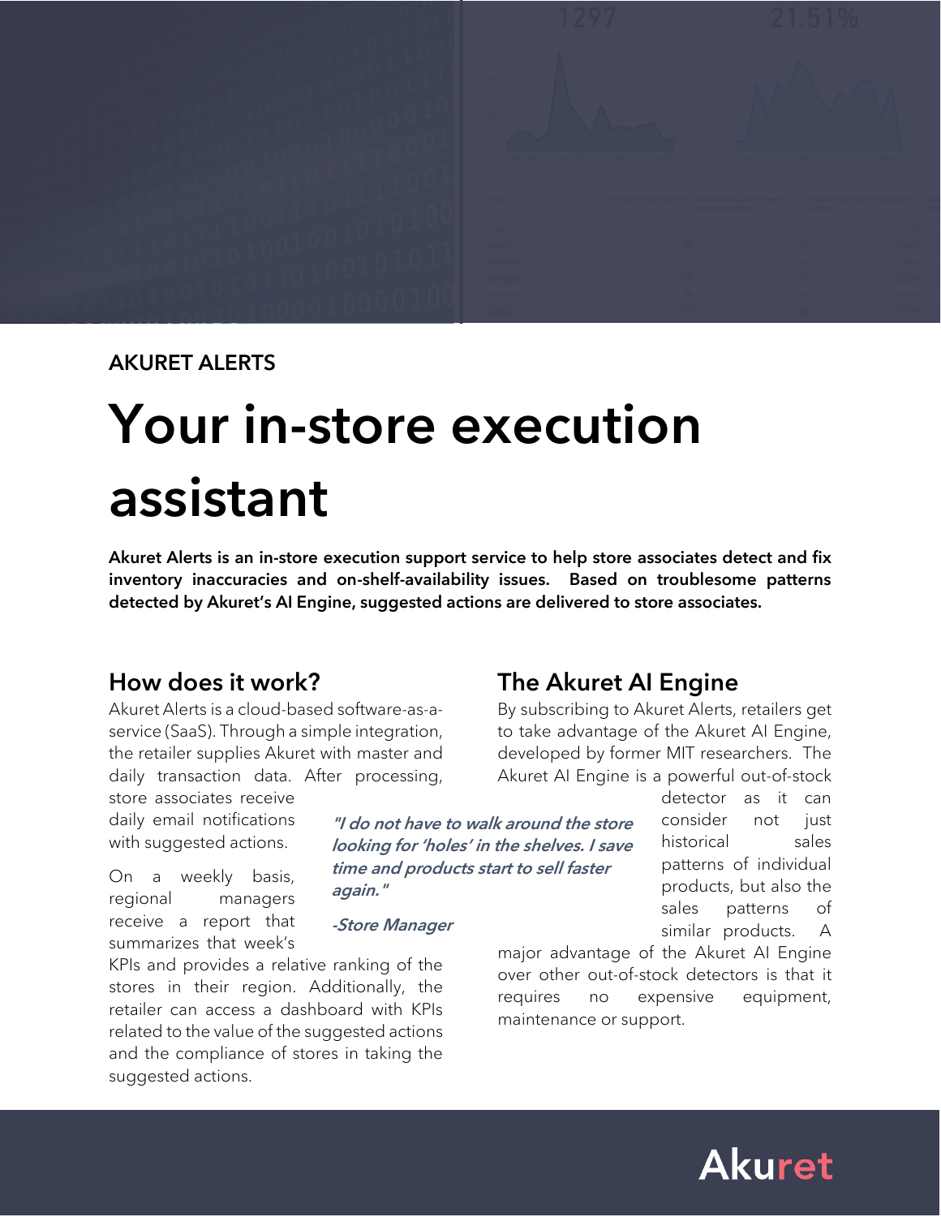AKURET ALERTS

# Your in-store execution assistant

**Akuret Alerts is an in-store execution support service to help store associates detect and fix inventory inaccuracies and on-shelf-availability issues. Based on troublesome patterns detected by Akuret's AI Engine, suggested actions are delivered to store associates.**

## How does it work?

Akuret Alerts is a cloud-based software-as-a-service (SaaS). Through a simple integration, the retailer supplies Akuret with master and daily transaction data. After processing, store associates receive daily email notifications with suggested actions.

On a weekly basis, regional managers receive a report that summarizes that week's KPIs and provides a relative ranking of the stores in their region. Additionally, the retailer can access a dashboard with KPIs related to the value of the suggested actions and the compliance of stores in taking the suggested actions.

> ***"I do not have to walk around the store looking for 'holes' in the shelves. I save time and products start to sell faster again."***
>
> ***-Store Manager***

## The Akuret AI Engine

By subscribing to Akuret Alerts, retailers get to take advantage of the Akuret AI Engine, developed by former MIT researchers. The Akuret AI Engine is a powerful out-of-stock detector as it can consider not just historical sales patterns of individual products, but also the sales patterns of similar products. A major advantage of the Akuret AI Engine over other out-of-stock detectors is that it requires no expensive equipment, maintenance or support.

Akuret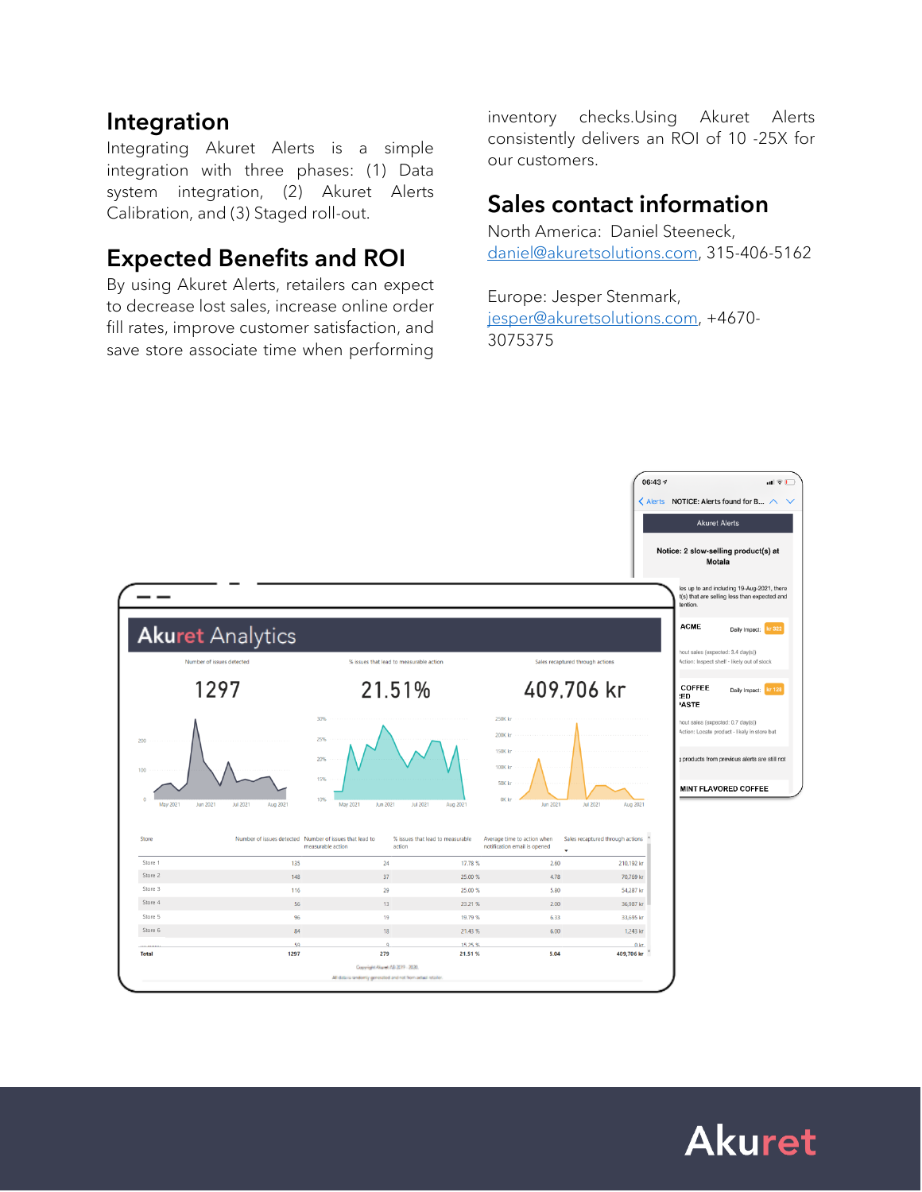## Integration

Integrating Akuret Alerts is a simple integration with three phases: (1) Data system integration, (2) Akuret Alerts Calibration, and (3) Staged roll-out.

## Expected Benefits and ROI

By using Akuret Alerts, retailers can expect to decrease lost sales, increase online order fill rates, improve customer satisfaction, and save store associate time when performing inventory checks.Using Akuret Alerts consistently delivers an ROI of 10 -25X for our customers.

## Sales contact information

North America: Daniel Steeneck, daniel@akuretsolutions.com, 315-406-5162

Europe: Jesper Stenmark, jesper@akuretsolutions.com, +4670-3075375